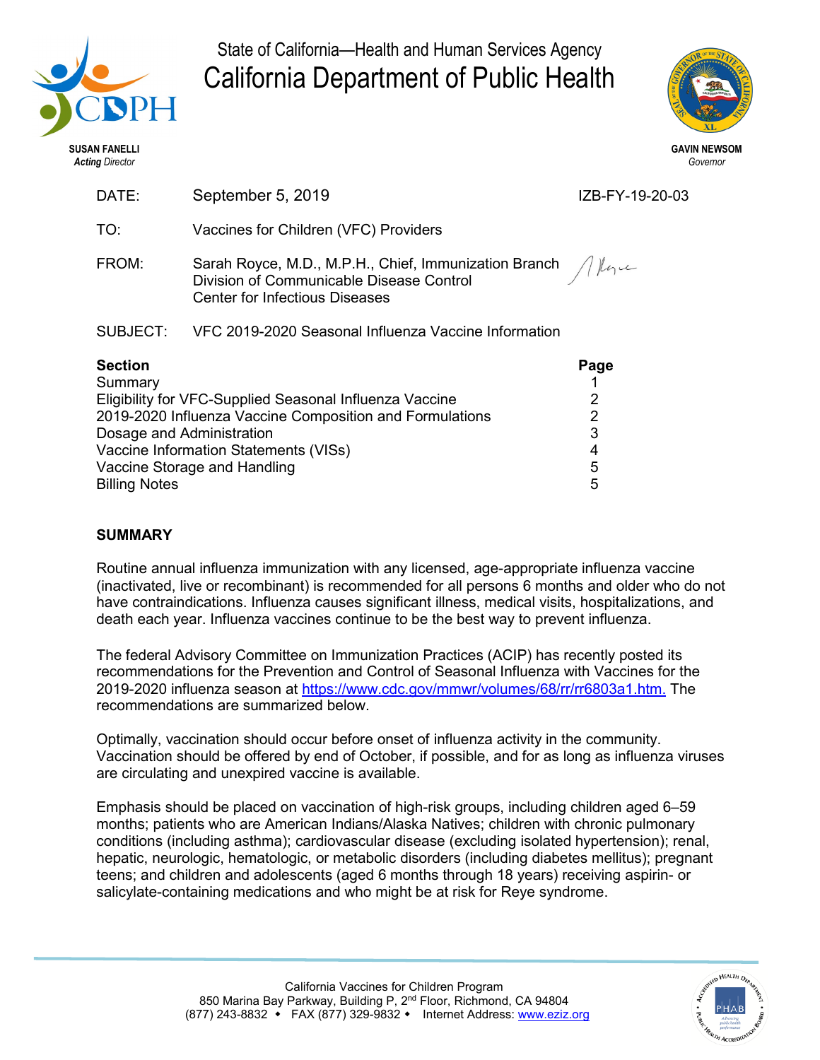State of California—Health and Human Services Agency

# California Department of Public Health

**SUSAN FANELLI**
*Acting Director*

**GAVIN NEWSOM**
*Governor*

DATE: September 5, 2019 IZB-FY-19-20-03

TO: Vaccines for Children (VFC) Providers

FROM: Sarah Royce, M.D., M.P.H., Chief, Immunization Branch
Division of Communicable Disease Control
Center for Infectious Diseases

SUBJECT: VFC 2019-2020 Seasonal Influenza Vaccine Information

| Section | Page |
|---|---|
| Summary | 1 |
| Eligibility for VFC-Supplied Seasonal Influenza Vaccine | 2 |
| 2019-2020 Influenza Vaccine Composition and Formulations | 2 |
| Dosage and Administration | 3 |
| Vaccine Information Statements (VISs) | 4 |
| Vaccine Storage and Handling | 5 |
| Billing Notes | 5 |

## SUMMARY

Routine annual influenza immunization with any licensed, age-appropriate influenza vaccine (inactivated, live or recombinant) is recommended for all persons 6 months and older who do not have contraindications. Influenza causes significant illness, medical visits, hospitalizations, and death each year. Influenza vaccines continue to be the best way to prevent influenza.

The federal Advisory Committee on Immunization Practices (ACIP) has recently posted its recommendations for the Prevention and Control of Seasonal Influenza with Vaccines for the 2019-2020 influenza season at https://www.cdc.gov/mmwr/volumes/68/rr/rr6803a1.htm. The recommendations are summarized below.

Optimally, vaccination should occur before onset of influenza activity in the community. Vaccination should be offered by end of October, if possible, and for as long as influenza viruses are circulating and unexpired vaccine is available.

Emphasis should be placed on vaccination of high-risk groups, including children aged 6–59 months; patients who are American Indians/Alaska Natives; children with chronic pulmonary conditions (including asthma); cardiovascular disease (excluding isolated hypertension); renal, hepatic, neurologic, hematologic, or metabolic disorders (including diabetes mellitus); pregnant teens; and children and adolescents (aged 6 months through 18 years) receiving aspirin- or salicylate-containing medications and who might be at risk for Reye syndrome.

California Vaccines for Children Program
850 Marina Bay Parkway, Building P, 2nd Floor, Richmond, CA 94804
(877) 243-8832 ◆ FAX (877) 329-9832 ◆ Internet Address: www.eziz.org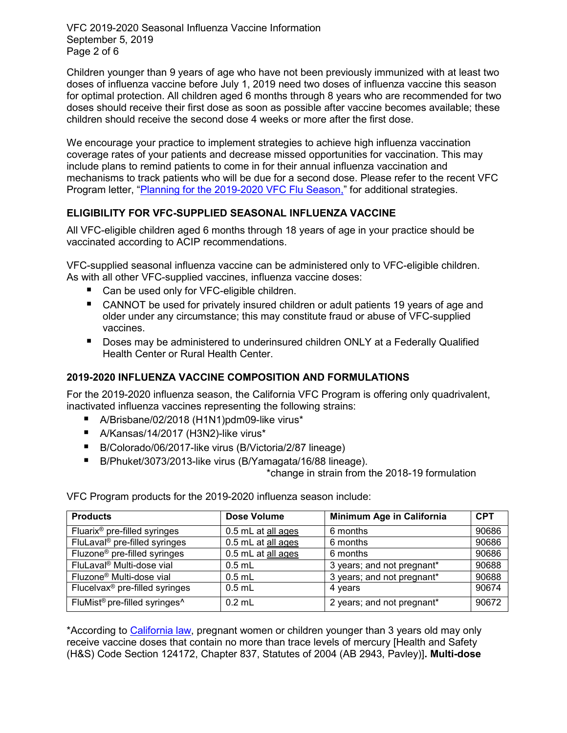Children younger than 9 years of age who have not been previously immunized with at least two doses of influenza vaccine before July 1, 2019 need two doses of influenza vaccine this season for optimal protection. All children aged 6 months through 8 years who are recommended for two doses should receive their first dose as soon as possible after vaccine becomes available; these children should receive the second dose 4 weeks or more after the first dose.

We encourage your practice to implement strategies to achieve high influenza vaccination coverage rates of your patients and decrease missed opportunities for vaccination. This may include plans to remind patients to come in for their annual influenza vaccination and mechanisms to track patients who will be due for a second dose. Please refer to the recent VFC Program letter, "Planning for the 2019-2020 VFC Flu Season," for additional strategies.

## ELIGIBILITY FOR VFC-SUPPLIED SEASONAL INFLUENZA VACCINE

All VFC-eligible children aged 6 months through 18 years of age in your practice should be vaccinated according to ACIP recommendations.

VFC-supplied seasonal influenza vaccine can be administered only to VFC-eligible children. As with all other VFC-supplied vaccines, influenza vaccine doses:

- Can be used only for VFC-eligible children.
- CANNOT be used for privately insured children or adult patients 19 years of age and older under any circumstance; this may constitute fraud or abuse of VFC-supplied vaccines.
- Doses may be administered to underinsured children ONLY at a Federally Qualified Health Center or Rural Health Center.

## 2019-2020 INFLUENZA VACCINE COMPOSITION AND FORMULATIONS

For the 2019-2020 influenza season, the California VFC Program is offering only quadrivalent, inactivated influenza vaccines representing the following strains:

- A/Brisbane/02/2018 (H1N1)pdm09-like virus*
- A/Kansas/14/2017 (H3N2)-like virus*
- B/Colorado/06/2017-like virus (B/Victoria/2/87 lineage)
- B/Phuket/3073/2013-like virus (B/Yamagata/16/88 lineage).

*change in strain from the 2018-19 formulation

VFC Program products for the 2019-2020 influenza season include:

| Products | Dose Volume | Minimum Age in California | CPT |
|---|---|---|---|
| Fluarix® pre-filled syringes | 0.5 mL at all ages | 6 months | 90686 |
| FluLaval® pre-filled syringes | 0.5 mL at all ages | 6 months | 90686 |
| Fluzone® pre-filled syringes | 0.5 mL at all ages | 6 months | 90686 |
| FluLaval® Multi-dose vial | 0.5 mL | 3 years; and not pregnant* | 90688 |
| Fluzone® Multi-dose vial | 0.5 mL | 3 years; and not pregnant* | 90688 |
| Flucelvax® pre-filled syringes | 0.5 mL | 4 years | 90674 |
| FluMist® pre-filled syringes^ | 0.2 mL | 2 years; and not pregnant* | 90672 |

*According to California law, pregnant women or children younger than 3 years old may only receive vaccine doses that contain no more than trace levels of mercury [Health and Safety (H&S) Code Section 124172, Chapter 837, Statutes of 2004 (AB 2943, Pavley)]**. Multi-dose**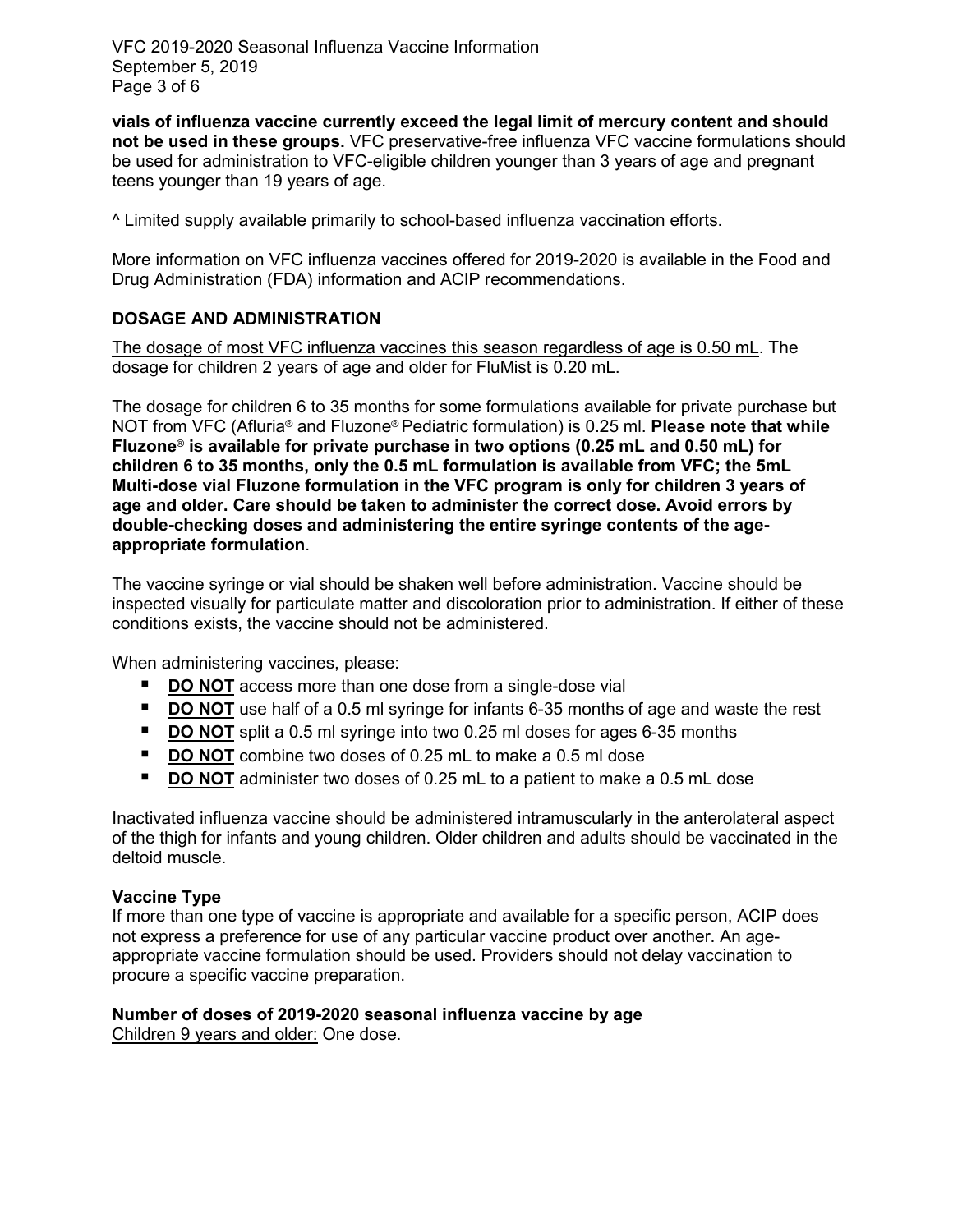**vials of influenza vaccine currently exceed the legal limit of mercury content and should not be used in these groups.** VFC preservative-free influenza VFC vaccine formulations should be used for administration to VFC-eligible children younger than 3 years of age and pregnant teens younger than 19 years of age.

^ Limited supply available primarily to school-based influenza vaccination efforts.

More information on VFC influenza vaccines offered for 2019-2020 is available in the Food and Drug Administration (FDA) information and ACIP recommendations.

## DOSAGE AND ADMINISTRATION

<u>The dosage of most VFC influenza vaccines this season regardless of age is 0.50 mL</u>. The dosage for children 2 years of age and older for FluMist is 0.20 mL.

The dosage for children 6 to 35 months for some formulations available for private purchase but NOT from VFC (Afluria® and Fluzone® Pediatric formulation) is 0.25 ml. **Please note that while Fluzone® is available for private purchase in two options (0.25 mL and 0.50 mL) for children 6 to 35 months, only the 0.5 mL formulation is available from VFC; the 5mL Multi-dose vial Fluzone formulation in the VFC program is only for children 3 years of age and older. Care should be taken to administer the correct dose. Avoid errors by double-checking doses and administering the entire syringe contents of the age-appropriate formulation**.

The vaccine syringe or vial should be shaken well before administration. Vaccine should be inspected visually for particulate matter and discoloration prior to administration. If either of these conditions exists, the vaccine should not be administered.

When administering vaccines, please:

- <u>**DO NOT**</u> access more than one dose from a single-dose vial
- <u>**DO NOT**</u> use half of a 0.5 ml syringe for infants 6-35 months of age and waste the rest
- <u>**DO NOT**</u> split a 0.5 ml syringe into two 0.25 ml doses for ages 6-35 months
- <u>**DO NOT**</u> combine two doses of 0.25 mL to make a 0.5 ml dose
- <u>**DO NOT**</u> administer two doses of 0.25 mL to a patient to make a 0.5 mL dose

Inactivated influenza vaccine should be administered intramuscularly in the anterolateral aspect of the thigh for infants and young children. Older children and adults should be vaccinated in the deltoid muscle.

### Vaccine Type

If more than one type of vaccine is appropriate and available for a specific person, ACIP does not express a preference for use of any particular vaccine product over another. An age-appropriate vaccine formulation should be used. Providers should not delay vaccination to procure a specific vaccine preparation.

### Number of doses of 2019-2020 seasonal influenza vaccine by age

<u>Children 9 years and older:</u> One dose.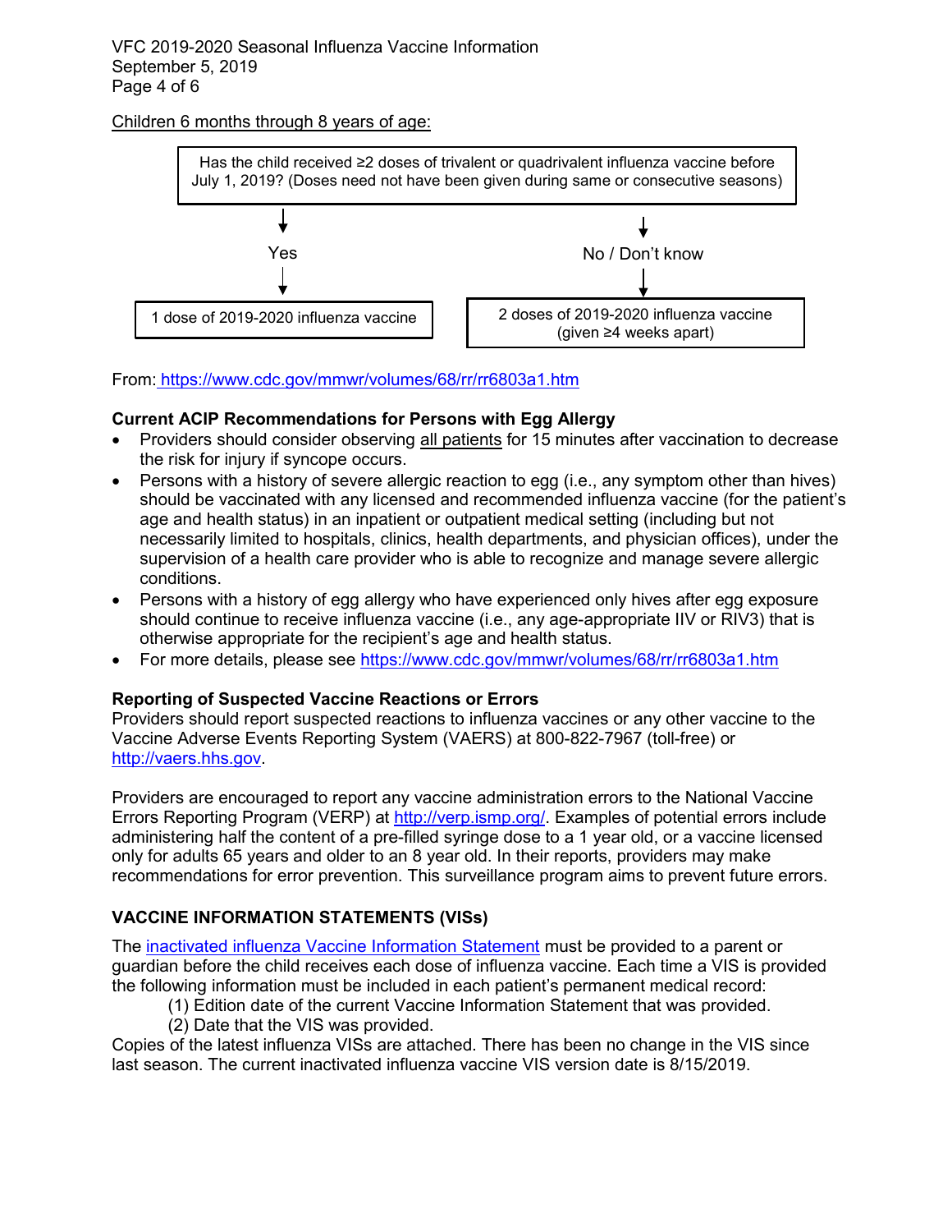Children 6 months through 8 years of age:

Has the child received ≥2 doses of trivalent or quadrivalent influenza vaccine before July 1, 2019? (Doses need not have been given during same or consecutive seasons)

- **Yes** → 1 dose of 2019-2020 influenza vaccine
- **No / Don't know** → 2 doses of 2019-2020 influenza vaccine (given ≥4 weeks apart)

From: https://www.cdc.gov/mmwr/volumes/68/rr/rr6803a1.htm

**Current ACIP Recommendations for Persons with Egg Allergy**

- Providers should consider observing all patients for 15 minutes after vaccination to decrease the risk for injury if syncope occurs.
- Persons with a history of severe allergic reaction to egg (i.e., any symptom other than hives) should be vaccinated with any licensed and recommended influenza vaccine (for the patient's age and health status) in an inpatient or outpatient medical setting (including but not necessarily limited to hospitals, clinics, health departments, and physician offices), under the supervision of a health care provider who is able to recognize and manage severe allergic conditions.
- Persons with a history of egg allergy who have experienced only hives after egg exposure should continue to receive influenza vaccine (i.e., any age-appropriate IIV or RIV3) that is otherwise appropriate for the recipient's age and health status.
- For more details, please see https://www.cdc.gov/mmwr/volumes/68/rr/rr6803a1.htm

**Reporting of Suspected Vaccine Reactions or Errors**

Providers should report suspected reactions to influenza vaccines or any other vaccine to the Vaccine Adverse Events Reporting System (VAERS) at 800-822-7967 (toll-free) or http://vaers.hhs.gov.

Providers are encouraged to report any vaccine administration errors to the National Vaccine Errors Reporting Program (VERP) at http://verp.ismp.org/. Examples of potential errors include administering half the content of a pre-filled syringe dose to a 1 year old, or a vaccine licensed only for adults 65 years and older to an 8 year old. In their reports, providers may make recommendations for error prevention. This surveillance program aims to prevent future errors.

## VACCINE INFORMATION STATEMENTS (VISs)

The inactivated influenza Vaccine Information Statement must be provided to a parent or guardian before the child receives each dose of influenza vaccine. Each time a VIS is provided the following information must be included in each patient's permanent medical record:

(1) Edition date of the current Vaccine Information Statement that was provided.
(2) Date that the VIS was provided.

Copies of the latest influenza VISs are attached. There has been no change in the VIS since last season. The current inactivated influenza vaccine VIS version date is 8/15/2019.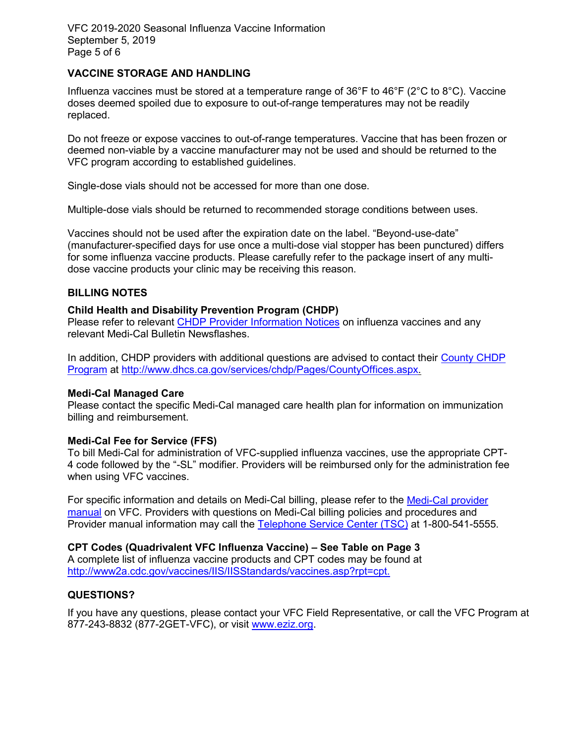## VACCINE STORAGE AND HANDLING

Influenza vaccines must be stored at a temperature range of 36°F to 46°F (2°C to 8°C). Vaccine doses deemed spoiled due to exposure to out-of-range temperatures may not be readily replaced.

Do not freeze or expose vaccines to out-of-range temperatures. Vaccine that has been frozen or deemed non-viable by a vaccine manufacturer may not be used and should be returned to the VFC program according to established guidelines.

Single-dose vials should not be accessed for more than one dose.

Multiple-dose vials should be returned to recommended storage conditions between uses.

Vaccines should not be used after the expiration date on the label. "Beyond-use-date" (manufacturer-specified days for use once a multi-dose vial stopper has been punctured) differs for some influenza vaccine products. Please carefully refer to the package insert of any multi-dose vaccine products your clinic may be receiving this reason.

## BILLING NOTES

### Child Health and Disability Prevention Program (CHDP)

Please refer to relevant [CHDP Provider Information Notices] on influenza vaccines and any relevant Medi-Cal Bulletin Newsflashes.

In addition, CHDP providers with additional questions are advised to contact their [County CHDP Program] at http://www.dhcs.ca.gov/services/chdp/Pages/CountyOffices.aspx.

### Medi-Cal Managed Care

Please contact the specific Medi-Cal managed care health plan for information on immunization billing and reimbursement.

### Medi-Cal Fee for Service (FFS)

To bill Medi-Cal for administration of VFC-supplied influenza vaccines, use the appropriate CPT-4 code followed by the "-SL" modifier. Providers will be reimbursed only for the administration fee when using VFC vaccines.

For specific information and details on Medi-Cal billing, please refer to the [Medi-Cal provider manual] on VFC. Providers with questions on Medi-Cal billing policies and procedures and Provider manual information may call the [Telephone Service Center (TSC)] at 1-800-541-5555.

### CPT Codes (Quadrivalent VFC Influenza Vaccine) – See Table on Page 3

A complete list of influenza vaccine products and CPT codes may be found at http://www2a.cdc.gov/vaccines/IIS/IISStandards/vaccines.asp?rpt=cpt.

## QUESTIONS?

If you have any questions, please contact your VFC Field Representative, or call the VFC Program at 877-243-8832 (877-2GET-VFC), or visit www.eziz.org.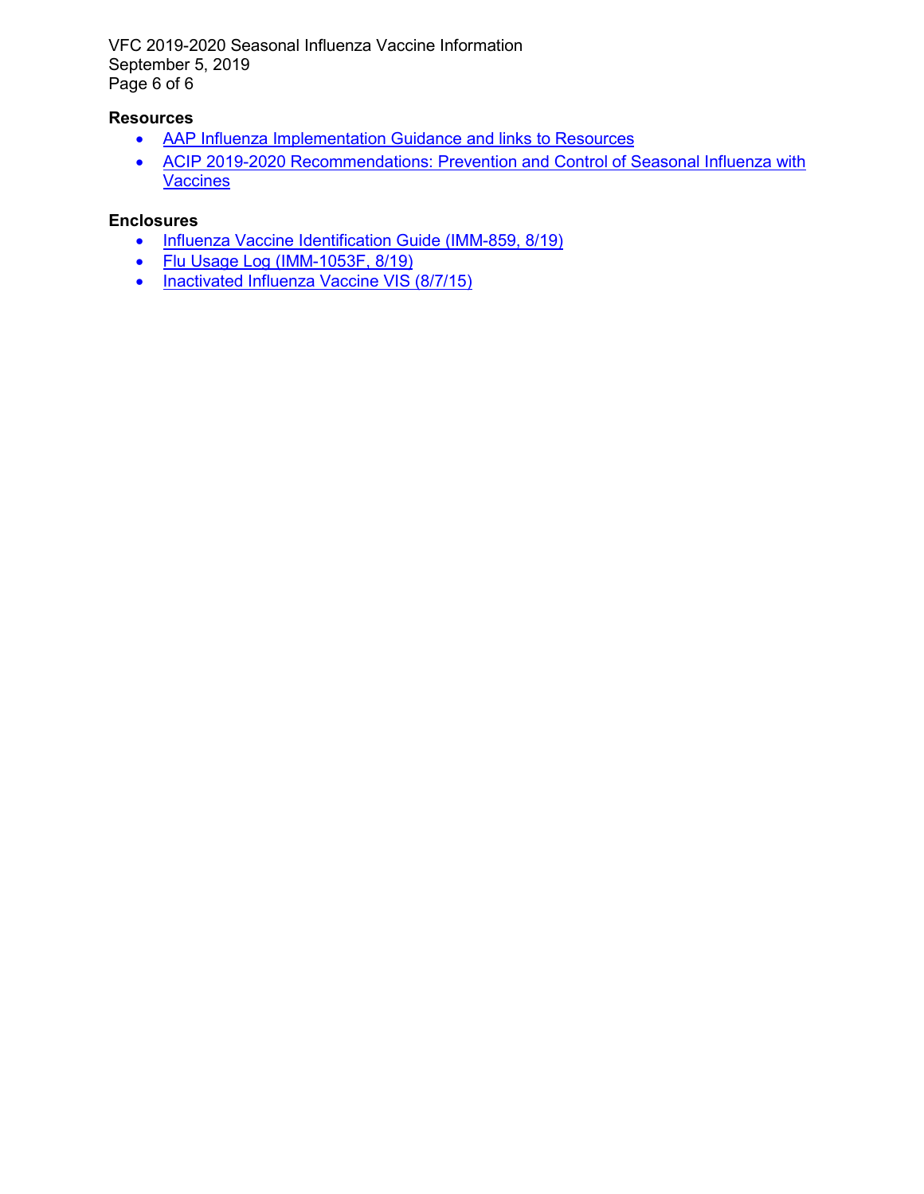**Resources**

- AAP Influenza Implementation Guidance and links to Resources
- ACIP 2019-2020 Recommendations: Prevention and Control of Seasonal Influenza with Vaccines

**Enclosures**

- Influenza Vaccine Identification Guide (IMM-859, 8/19)
- Flu Usage Log (IMM-1053F, 8/19)
- Inactivated Influenza Vaccine VIS (8/7/15)